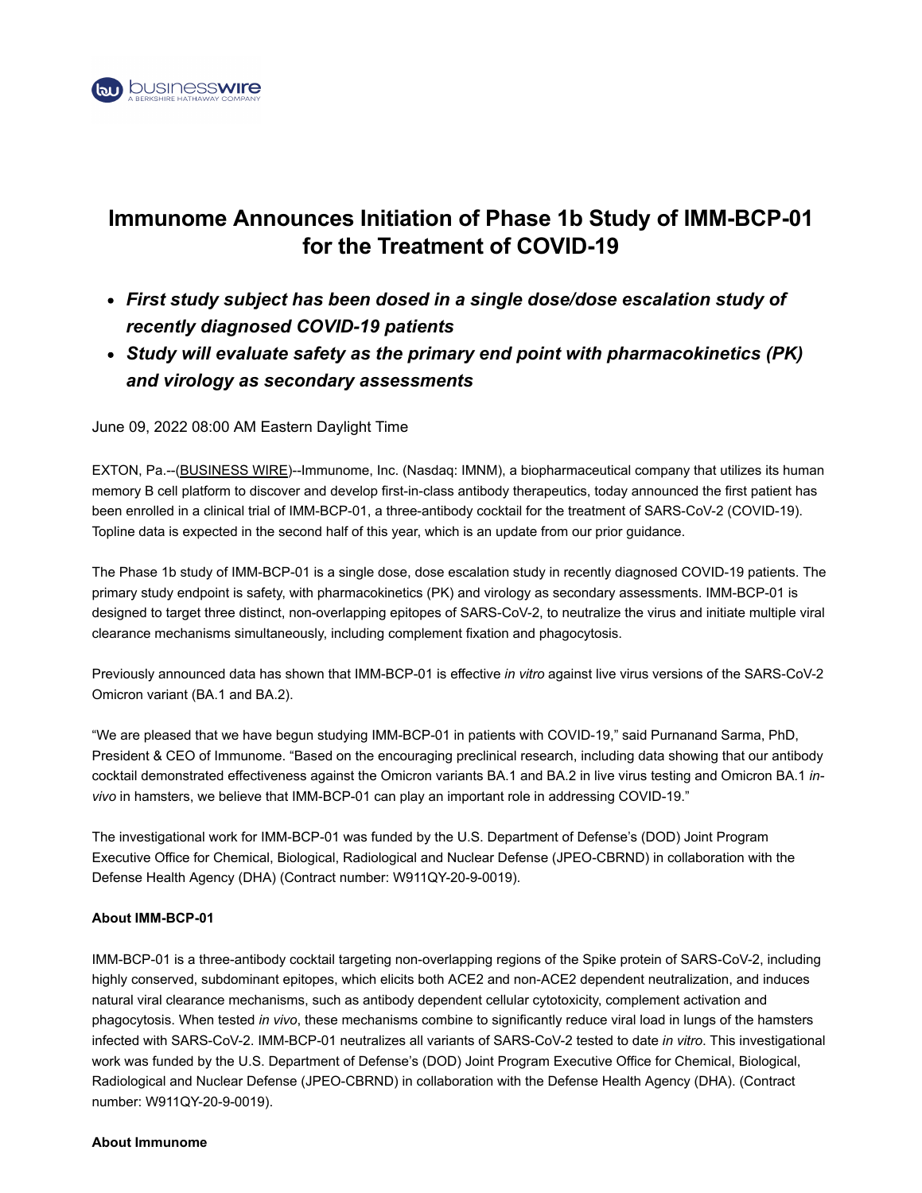# Immunome Announces Initiation of Phase 1b Study of IMM-BCP-01 for the Treatment of COVID-19

- ***First study subject has been dosed in a single dose/dose escalation study of recently diagnosed COVID-19 patients***
- ***Study will evaluate safety as the primary end point with pharmacokinetics (PK) and virology as secondary assessments***

June 09, 2022 08:00 AM Eastern Daylight Time

EXTON, Pa.--(BUSINESS WIRE)--Immunome, Inc. (Nasdaq: IMNM), a biopharmaceutical company that utilizes its human memory B cell platform to discover and develop first-in-class antibody therapeutics, today announced the first patient has been enrolled in a clinical trial of IMM-BCP-01, a three-antibody cocktail for the treatment of SARS-CoV-2 (COVID-19). Topline data is expected in the second half of this year, which is an update from our prior guidance.

The Phase 1b study of IMM-BCP-01 is a single dose, dose escalation study in recently diagnosed COVID-19 patients. The primary study endpoint is safety, with pharmacokinetics (PK) and virology as secondary assessments. IMM-BCP-01 is designed to target three distinct, non-overlapping epitopes of SARS-CoV-2, to neutralize the virus and initiate multiple viral clearance mechanisms simultaneously, including complement fixation and phagocytosis.

Previously announced data has shown that IMM-BCP-01 is effective *in vitro* against live virus versions of the SARS-CoV-2 Omicron variant (BA.1 and BA.2).

“We are pleased that we have begun studying IMM-BCP-01 in patients with COVID-19,” said Purnanand Sarma, PhD, President & CEO of Immunome. “Based on the encouraging preclinical research, including data showing that our antibody cocktail demonstrated effectiveness against the Omicron variants BA.1 and BA.2 in live virus testing and Omicron BA.1 *in-vivo* in hamsters, we believe that IMM-BCP-01 can play an important role in addressing COVID-19.”

The investigational work for IMM-BCP-01 was funded by the U.S. Department of Defense’s (DOD) Joint Program Executive Office for Chemical, Biological, Radiological and Nuclear Defense (JPEO-CBRND) in collaboration with the Defense Health Agency (DHA) (Contract number: W911QY-20-9-0019).

**About IMM-BCP-01**

IMM-BCP-01 is a three-antibody cocktail targeting non-overlapping regions of the Spike protein of SARS-CoV-2, including highly conserved, subdominant epitopes, which elicits both ACE2 and non-ACE2 dependent neutralization, and induces natural viral clearance mechanisms, such as antibody dependent cellular cytotoxicity, complement activation and phagocytosis. When tested *in vivo*, these mechanisms combine to significantly reduce viral load in lungs of the hamsters infected with SARS-CoV-2. IMM-BCP-01 neutralizes all variants of SARS-CoV-2 tested to date *in vitro*. This investigational work was funded by the U.S. Department of Defense’s (DOD) Joint Program Executive Office for Chemical, Biological, Radiological and Nuclear Defense (JPEO-CBRND) in collaboration with the Defense Health Agency (DHA). (Contract number: W911QY-20-9-0019).

**About Immunome**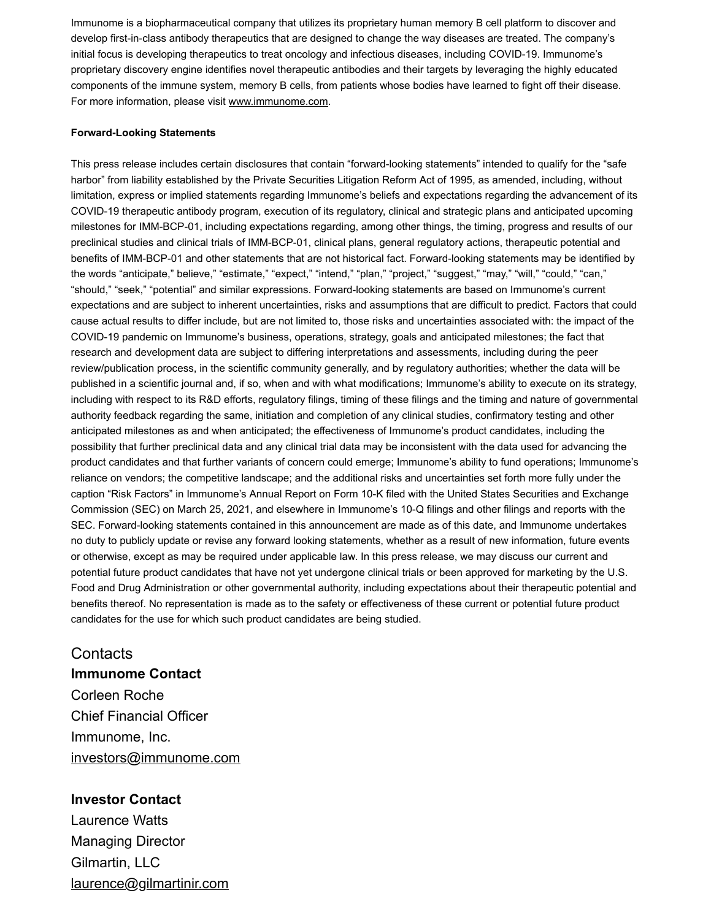Immunome is a biopharmaceutical company that utilizes its proprietary human memory B cell platform to discover and develop first-in-class antibody therapeutics that are designed to change the way diseases are treated. The company's initial focus is developing therapeutics to treat oncology and infectious diseases, including COVID-19. Immunome's proprietary discovery engine identifies novel therapeutic antibodies and their targets by leveraging the highly educated components of the immune system, memory B cells, from patients whose bodies have learned to fight off their disease. For more information, please visit www.immunome.com.

**Forward-Looking Statements**

This press release includes certain disclosures that contain "forward-looking statements" intended to qualify for the "safe harbor" from liability established by the Private Securities Litigation Reform Act of 1995, as amended, including, without limitation, express or implied statements regarding Immunome's beliefs and expectations regarding the advancement of its COVID-19 therapeutic antibody program, execution of its regulatory, clinical and strategic plans and anticipated upcoming milestones for IMM-BCP-01, including expectations regarding, among other things, the timing, progress and results of our preclinical studies and clinical trials of IMM-BCP-01, clinical plans, general regulatory actions, therapeutic potential and benefits of IMM-BCP-01 and other statements that are not historical fact. Forward-looking statements may be identified by the words "anticipate," believe," "estimate," "expect," "intend," "plan," "project," "suggest," "may," "will," "could," "can," "should," "seek," "potential" and similar expressions. Forward-looking statements are based on Immunome's current expectations and are subject to inherent uncertainties, risks and assumptions that are difficult to predict. Factors that could cause actual results to differ include, but are not limited to, those risks and uncertainties associated with: the impact of the COVID-19 pandemic on Immunome's business, operations, strategy, goals and anticipated milestones; the fact that research and development data are subject to differing interpretations and assessments, including during the peer review/publication process, in the scientific community generally, and by regulatory authorities; whether the data will be published in a scientific journal and, if so, when and with what modifications; Immunome's ability to execute on its strategy, including with respect to its R&D efforts, regulatory filings, timing of these filings and the timing and nature of governmental authority feedback regarding the same, initiation and completion of any clinical studies, confirmatory testing and other anticipated milestones as and when anticipated; the effectiveness of Immunome's product candidates, including the possibility that further preclinical data and any clinical trial data may be inconsistent with the data used for advancing the product candidates and that further variants of concern could emerge; Immunome's ability to fund operations; Immunome's reliance on vendors; the competitive landscape; and the additional risks and uncertainties set forth more fully under the caption "Risk Factors" in Immunome's Annual Report on Form 10-K filed with the United States Securities and Exchange Commission (SEC) on March 25, 2021, and elsewhere in Immunome's 10-Q filings and other filings and reports with the SEC. Forward-looking statements contained in this announcement are made as of this date, and Immunome undertakes no duty to publicly update or revise any forward looking statements, whether as a result of new information, future events or otherwise, except as may be required under applicable law. In this press release, we may discuss our current and potential future product candidates that have not yet undergone clinical trials or been approved for marketing by the U.S. Food and Drug Administration or other governmental authority, including expectations about their therapeutic potential and benefits thereof. No representation is made as to the safety or effectiveness of these current or potential future product candidates for the use for which such product candidates are being studied.

## Contacts

**Immunome Contact**
Corleen Roche
Chief Financial Officer
Immunome, Inc.
investors@immunome.com

**Investor Contact**
Laurence Watts
Managing Director
Gilmartin, LLC
laurence@gilmartinir.com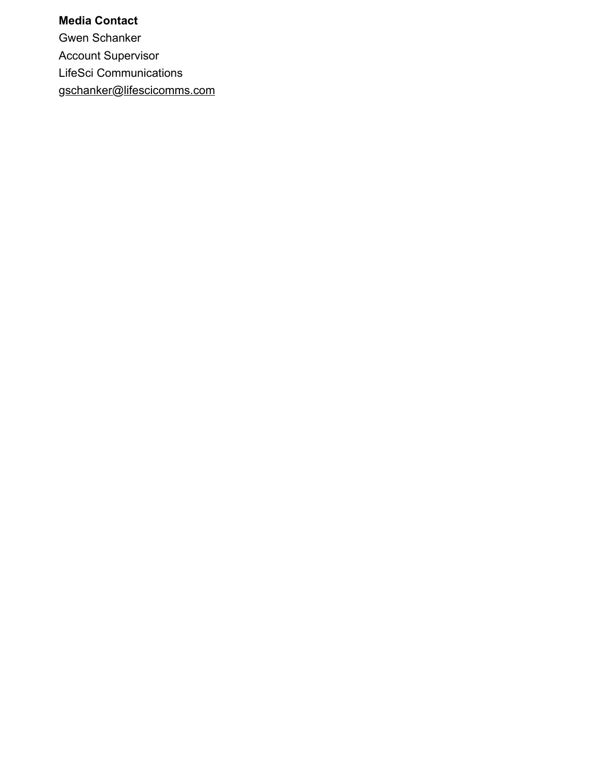**Media Contact**
Gwen Schanker
Account Supervisor
LifeSci Communications
gschanker@lifescicomms.com